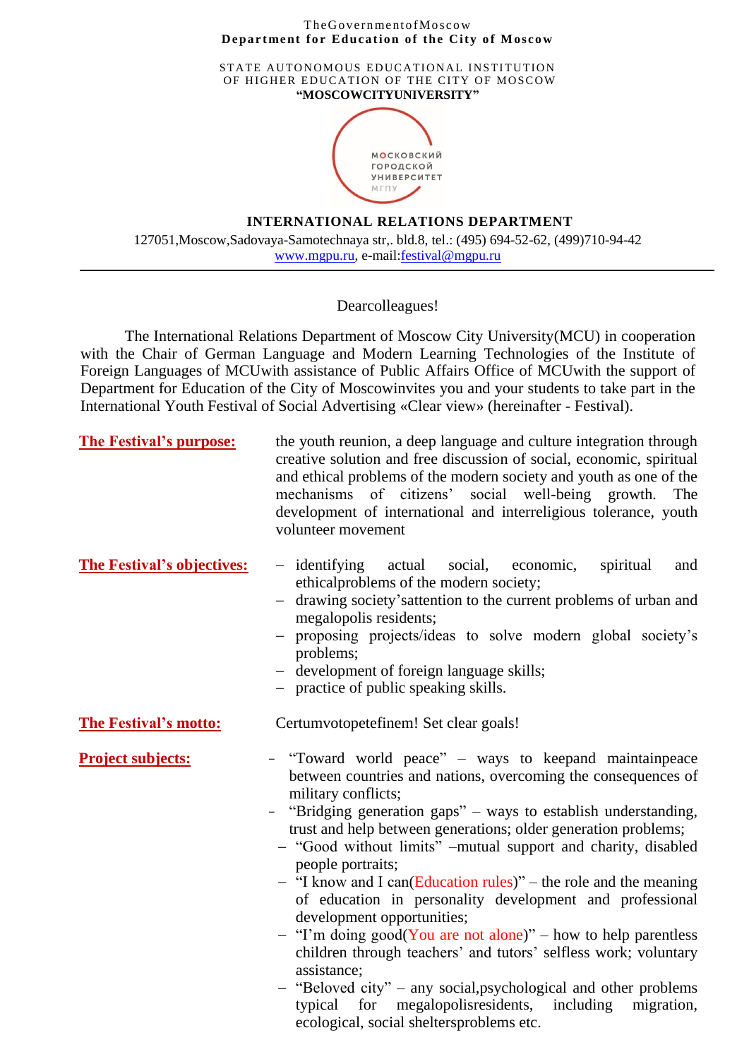TheGovernmentofMoscow
**Department for Education of the City of Moscow**

STATE AUTONOMOUS EDUCATIONAL INSTITUTION
OF HIGHER EDUCATION OF THE CITY OF MOSCOW
**"MOSCOWCITYUNIVERSITY"**

МОСКОВСКИЙ
ГОРОДСКОЙ
УНИВЕРСИТЕТ
МГПУ

**INTERNATIONAL RELATIONS DEPARTMENT**

127051,Moscow,Sadovaya-Samotechnaya str,. bld.8, tel.: (495) 694-52-62, (499)710-94-42
www.mgpu.ru, e-mail:festival@mgpu.ru

---

Dearcolleagues!

The International Relations Department of Moscow City University(MCU) in cooperation with the Chair of German Language and Modern Learning Technologies of the Institute of Foreign Languages of MCUwith assistance of Public Affairs Office of MCUwith the support of Department for Education of the City of Moscowinvites you and your students to take part in the International Youth Festival of Social Advertising «Clear view» (hereinafter - Festival).

**The Festival's purpose:** the youth reunion, a deep language and culture integration through creative solution and free discussion of social, economic, spiritual and ethical problems of the modern society and youth as one of the mechanisms of citizens' social well-being growth. The development of international and interreligious tolerance, youth volunteer movement

**The Festival's objectives:**

- identifying actual social, economic, spiritual and ethicalproblems of the modern society;
- drawing society'sattention to the current problems of urban and megalopolis residents;
- proposing projects/ideas to solve modern global society's problems;
- development of foreign language skills;
- practice of public speaking skills.

**The Festival's motto:** Certumvotopetefinem! Set clear goals!

**Project subjects:**

- "Toward world peace" – ways to keepand maintainpeace between countries and nations, overcoming the consequences of military conflicts;
- "Bridging generation gaps" – ways to establish understanding, trust and help between generations; older generation problems;
- "Good without limits" –mutual support and charity, disabled people portraits;
- "I know and I can(Education rules)" – the role and the meaning of education in personality development and professional development opportunities;
- "I'm doing good(You are not alone)" – how to help parentless children through teachers' and tutors' selfless work; voluntary assistance;
- "Beloved city" – any social,psychological and other problems typical for megalopolisresidents, including migration, ecological, social sheltersproblems etc.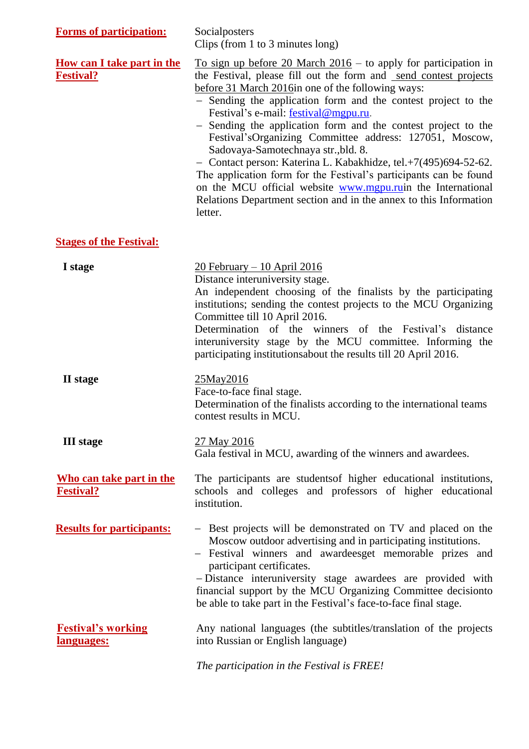**Forms of participation:**

Socialposters
Clips (from 1 to 3 minutes long)

**How can I take part in the Festival?**

To sign up before 20 March 2016 – to apply for participation in the Festival, please fill out the form and send contest projects before 31 March 2016in one of the following ways:

- Sending the application form and the contest project to the Festival's e-mail: festival@mgpu.ru.
- Sending the application form and the contest project to the Festival'sOrganizing Committee address: 127051, Moscow, Sadovaya-Samotechnaya str.,bld. 8.
- Contact person: Katerina L. Kabakhidze, tel.+7(495)694-52-62.

The application form for the Festival's participants can be found on the MCU official website www.mgpu.ruin the International Relations Department section and in the annex to this Information letter.

**Stages of the Festival:**

**I stage**

20 February – 10 April 2016
Distance interuniversity stage.
An independent choosing of the finalists by the participating institutions; sending the contest projects to the MCU Organizing Committee till 10 April 2016.
Determination of the winners of the Festival's distance interuniversity stage by the MCU committee. Informing the participating institutionsabout the results till 20 April 2016.

**II stage**

25May2016
Face-to-face final stage.
Determination of the finalists according to the international teams contest results in MCU.

**III stage**

27 May 2016
Gala festival in MCU, awarding of the winners and awardees.

**Who can take part in the Festival?**

The participants are studentsof higher educational institutions, schools and colleges and professors of higher educational institution.

**Results for participants:**

- Best projects will be demonstrated on TV and placed on the Moscow outdoor advertising and in participating institutions.
- Festival winners and awardeesget memorable prizes and participant certificates.
- Distance interuniversity stage awardees are provided with financial support by the MCU Organizing Committee decisionto be able to take part in the Festival's face-to-face final stage.

**Festival's working languages:**

Any national languages (the subtitles/translation of the projects into Russian or English language)

*The participation in the Festival is FREE!*